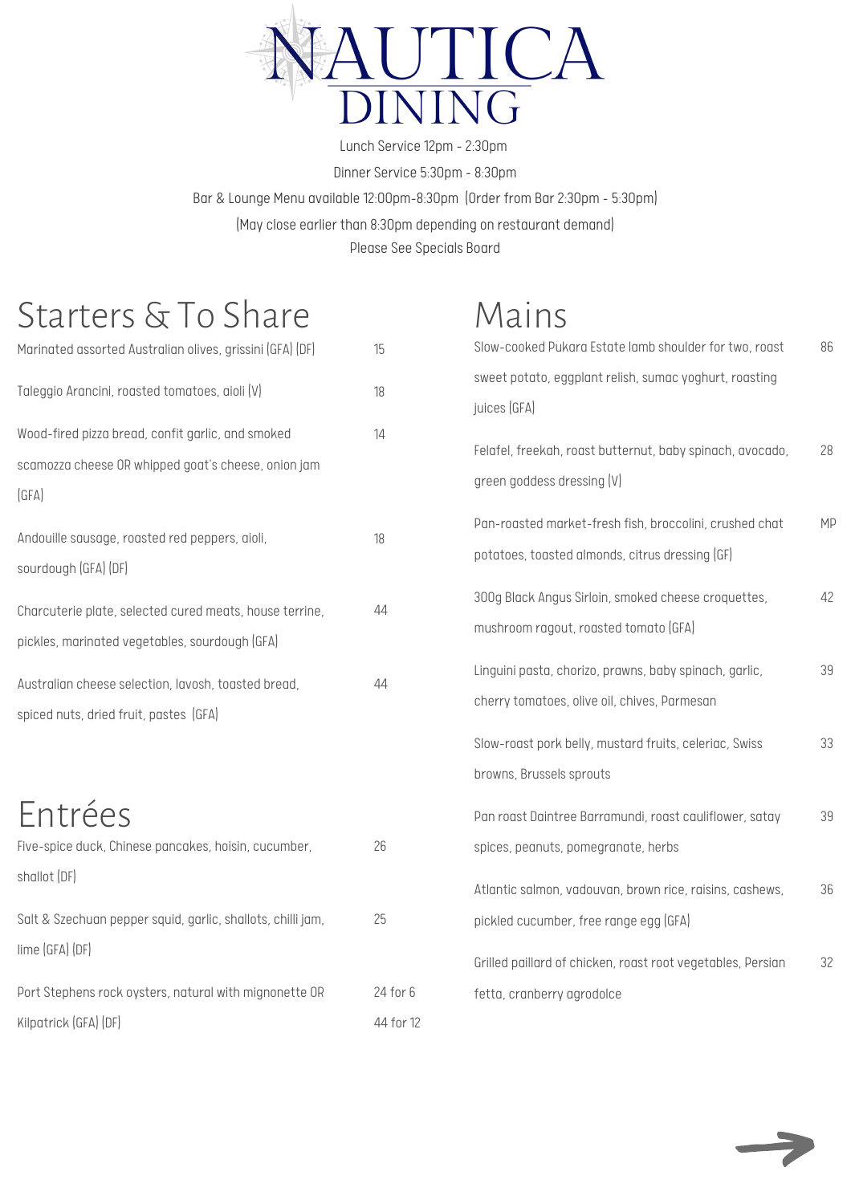# NAUTICA DINING

Lunch Service 12pm - 2:30pm

Dinner Service 5:30pm - 8:30pm

Bar & Lounge Menu available 12:00pm-8:30pm (Order from Bar 2:30pm - 5:30pm)

(May close earlier than 8:30pm depending on restaurant demand)

Please See Specials Board

## Starters & To Share

| | |
|---|---|
| Marinated assorted Australian olives, grissini (GFA) (DF) | 15 |
| Taleggio Arancini, roasted tomatoes, aioli (V) | 18 |
| Wood-fired pizza bread, confit garlic, and smoked scamozza cheese OR whipped goat's cheese, onion jam (GFA) | 14 |
| Andouille sausage, roasted red peppers, aioli, sourdough (GFA) (DF) | 18 |
| Charcuterie plate, selected cured meats, house terrine, pickles, marinated vegetables, sourdough (GFA) | 44 |
| Australian cheese selection, lavosh, toasted bread, spiced nuts, dried fruit, pastes (GFA) | 44 |

## Entrées

| | |
|---|---|
| Five-spice duck, Chinese pancakes, hoisin, cucumber, shallot (DF) | 26 |
| Salt & Szechuan pepper squid, garlic, shallots, chilli jam, lime (GFA) (DF) | 25 |
| Port Stephens rock oysters, natural with mignonette OR Kilpatrick (GFA) (DF) | 24 for 6<br>44 for 12 |

## Mains

| | |
|---|---|
| Slow-cooked Pukara Estate lamb shoulder for two, roast sweet potato, eggplant relish, sumac yoghurt, roasting juices (GFA) | 86 |
| Felafel, freekah, roast butternut, baby spinach, avocado, green goddess dressing (V) | 28 |
| Pan-roasted market-fresh fish, broccolini, crushed chat potatoes, toasted almonds, citrus dressing (GF) | MP |
| 300g Black Angus Sirloin, smoked cheese croquettes, mushroom ragout, roasted tomato (GFA) | 42 |
| Linguini pasta, chorizo, prawns, baby spinach, garlic, cherry tomatoes, olive oil, chives, Parmesan | 39 |
| Slow-roast pork belly, mustard fruits, celeriac, Swiss browns, Brussels sprouts | 33 |
| Pan roast Daintree Barramundi, roast cauliflower, satay spices, peanuts, pomegranate, herbs | 39 |
| Atlantic salmon, vadouvan, brown rice, raisins, cashews, pickled cucumber, free range egg (GFA) | 36 |
| Grilled paillard of chicken, roast root vegetables, Persian fetta, cranberry agrodolce | 32 |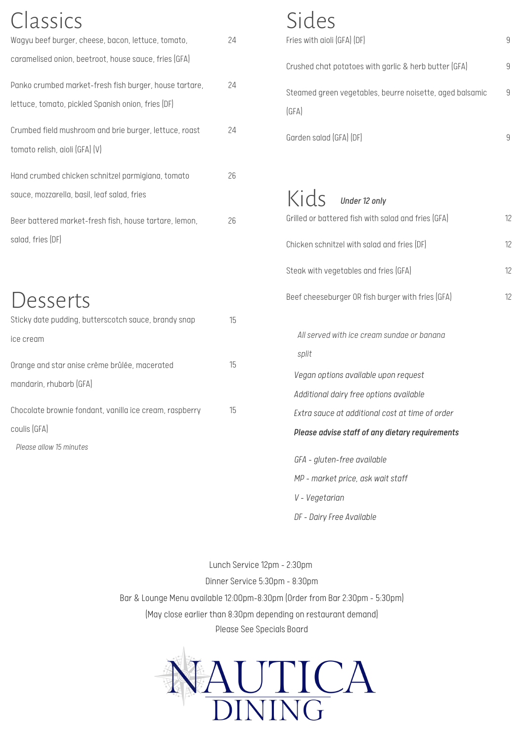# Classics

| | |
|---|---|
| Wagyu beef burger, cheese, bacon, lettuce, tomato, caramelised onion, beetroot, house sauce, fries (GFA) | 24 |
| Panko crumbed market-fresh fish burger, house tartare, lettuce, tomato, pickled Spanish onion, fries (DF) | 24 |
| Crumbed field mushroom and brie burger, lettuce, roast tomato relish, aioli (GFA) (V) | 24 |
| Hand crumbed chicken schnitzel parmigiana, tomato sauce, mozzarella, basil, leaf salad, fries | 26 |
| Beer battered market-fresh fish, house tartare, lemon, salad, fries (DF) | 26 |

# Desserts

| | |
|---|---|
| Sticky date pudding, butterscotch sauce, brandy snap ice cream | 15 |
| Orange and star anise crème brûlée, macerated mandarin, rhubarb (GFA) | 15 |
| Chocolate brownie fondant, vanilla ice cream, raspberry coulis (GFA) | 15 |

*Please allow 15 minutes*

# Sides

| | |
|---|---|
| Fries with aioli (GFA) (DF) | 9 |
| Crushed chat potatoes with garlic & herb butter (GFA) | 9 |
| Steamed green vegetables, beurre noisette, aged balsamic (GFA) | 9 |
| Garden salad (GFA) (DF) | 9 |

# Kids ***Under 12 only***

| | |
|---|---|
| Grilled or battered fish with salad and fries (GFA) | 12 |
| Chicken schnitzel with salad and fries (DF) | 12 |
| Steak with vegetables and fries (GFA) | 12 |
| Beef cheeseburger OR fish burger with fries (GFA) | 12 |

*All served with ice cream sundae or banana split*

*Vegan options available upon request*

*Additional dairy free options available*

*Extra sauce at additional cost at time of order*

***Please advise staff of any dietary requirements***

*GFA - gluten-free available*

*MP - market price, ask wait staff*

*V - Vegetarian*

*DF - Dairy Free Available*

Lunch Service 12pm - 2:30pm

Dinner Service 5:30pm - 8:30pm

Bar & Lounge Menu available 12:00pm-8:30pm (Order from Bar 2:30pm - 5:30pm)

(May close earlier than 8:30pm depending on restaurant demand)

Please See Specials Board

NAUTICA DINING